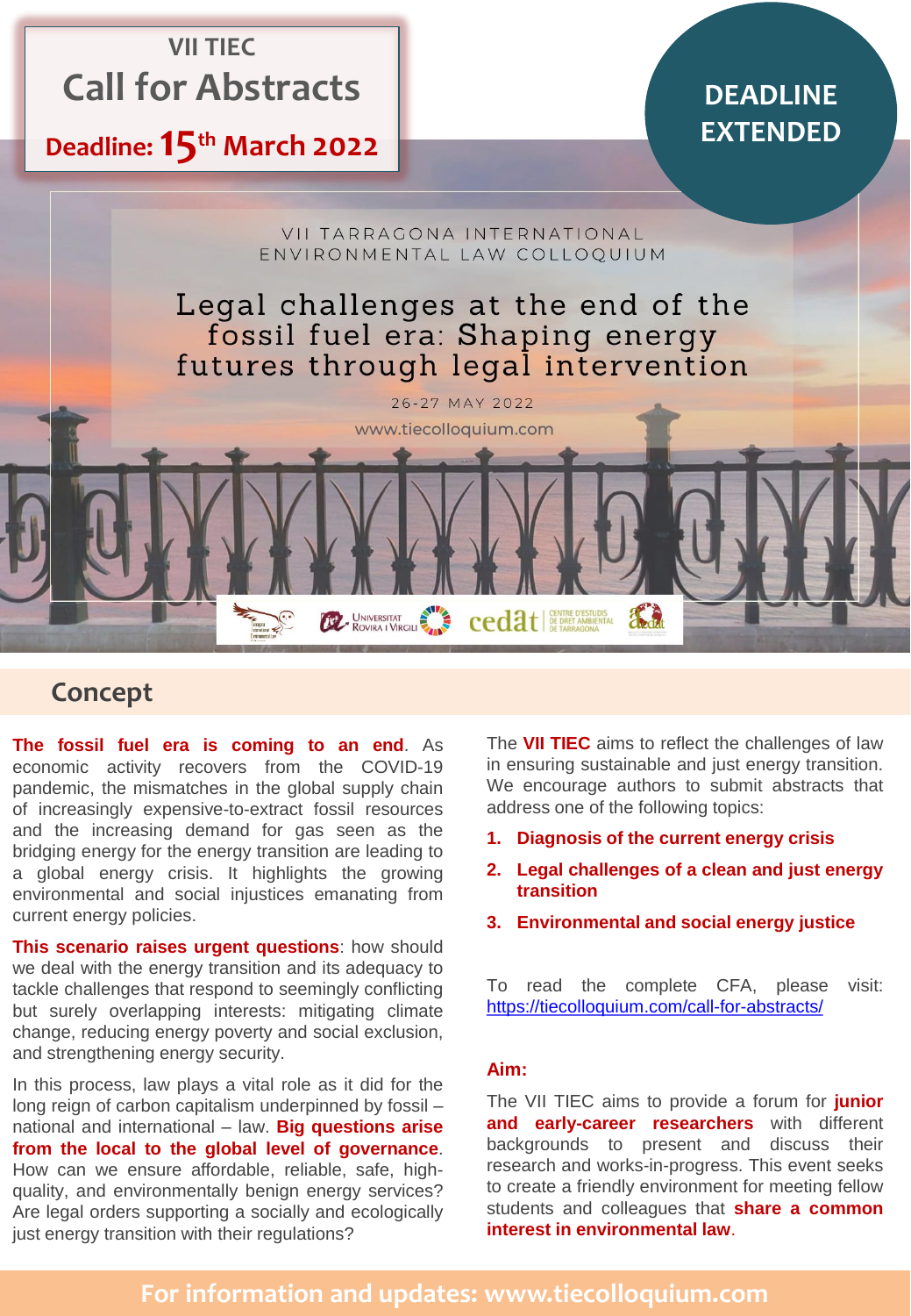# VII TIEC

## Call for Abstracts

**Deadline: 15th March 2022**

**DEADLINE EXTENDED**

VII TARRAGONA INTERNATIONAL ENVIRONMENTAL LAW COLLOQUIUM

Legal challenges at the end of the fossil fuel era: Shaping energy futures through legal intervention

26-27 MAY 2022

www.tiecolloquium.com

## Concept

**The fossil fuel era is coming to an end**. As economic activity recovers from the COVID-19 pandemic, the mismatches in the global supply chain of increasingly expensive-to-extract fossil resources and the increasing demand for gas seen as the bridging energy for the energy transition are leading to a global energy crisis. It highlights the growing environmental and social injustices emanating from current energy policies.

**This scenario raises urgent questions**: how should we deal with the energy transition and its adequacy to tackle challenges that respond to seemingly conflicting but surely overlapping interests: mitigating climate change, reducing energy poverty and social exclusion, and strengthening energy security.

In this process, law plays a vital role as it did for the long reign of carbon capitalism underpinned by fossil – national and international – law. **Big questions arise from the local to the global level of governance**. How can we ensure affordable, reliable, safe, high-quality, and environmentally benign energy services? Are legal orders supporting a socially and ecologically just energy transition with their regulations?

The **VII TIEC** aims to reflect the challenges of law in ensuring sustainable and just energy transition. We encourage authors to submit abstracts that address one of the following topics:

1. **Diagnosis of the current energy crisis**
2. **Legal challenges of a clean and just energy transition**
3. **Environmental and social energy justice**

To read the complete CFA, please visit: https://tiecolloquium.com/call-for-abstracts/

**Aim:**

The VII TIEC aims to provide a forum for **junior and early-career researchers** with different backgrounds to present and discuss their research and works-in-progress. This event seeks to create a friendly environment for meeting fellow students and colleagues that **share a common interest in environmental law**.

**For information and updates: www.tiecolloquium.com**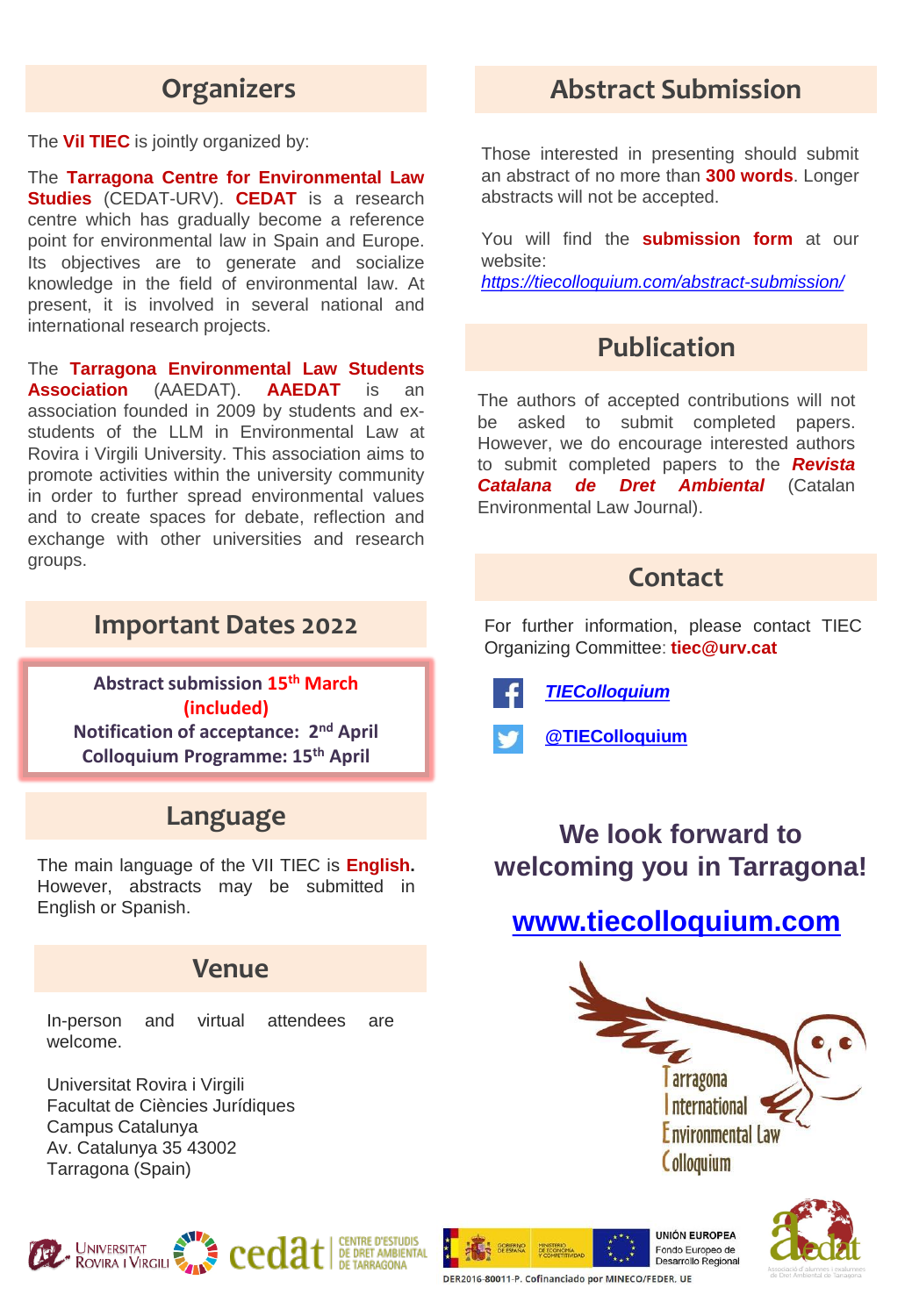## Organizers

The **VII TIEC** is jointly organized by:

The **Tarragona Centre for Environmental Law Studies** (CEDAT-URV). **CEDAT** is a research centre which has gradually become a reference point for environmental law in Spain and Europe. Its objectives are to generate and socialize knowledge in the field of environmental law. At present, it is involved in several national and international research projects.

The **Tarragona Environmental Law Students Association** (AAEDAT). **AAEDAT** is an association founded in 2009 by students and ex-students of the LLM in Environmental Law at Rovira i Virgili University. This association aims to promote activities within the university community in order to further spread environmental values and to create spaces for debate, reflection and exchange with other universities and research groups.

## Important Dates 2022

**Abstract submission 15th March (included)**
**Notification of acceptance: 2nd April**
**Colloquium Programme: 15th April**

## Language

The main language of the VII TIEC is **English.** However, abstracts may be submitted in English or Spanish.

## Venue

In-person and virtual attendees are welcome.

Universitat Rovira i Virgili
Facultat de Ciències Jurídiques
Campus Catalunya
Av. Catalunya 35 43002
Tarragona (Spain)

## Abstract Submission

Those interested in presenting should submit an abstract of no more than **300 words**. Longer abstracts will not be accepted.

You will find the **submission form** at our website:
*https://tiecolloquium.com/abstract-submission/*

## Publication

The authors of accepted contributions will not be asked to submit completed papers. However, we do encourage interested authors to submit completed papers to the ***Revista Catalana de Dret Ambiental*** (Catalan Environmental Law Journal).

## Contact

For further information, please contact TIEC Organizing Committee: **tiec@urv.cat**

***TIECColloquium***

**@TIECColloquium**

**We look forward to welcoming you in Tarragona!**

**www.tiecolloquium.com**

Tarragona International Environmental Law Colloquium

UNIÓN EUROPEA
Fondo Europeo de Desarrollo Regional

DER2016-80011-P. Cofinanciado por MINECO/FEDER, UE